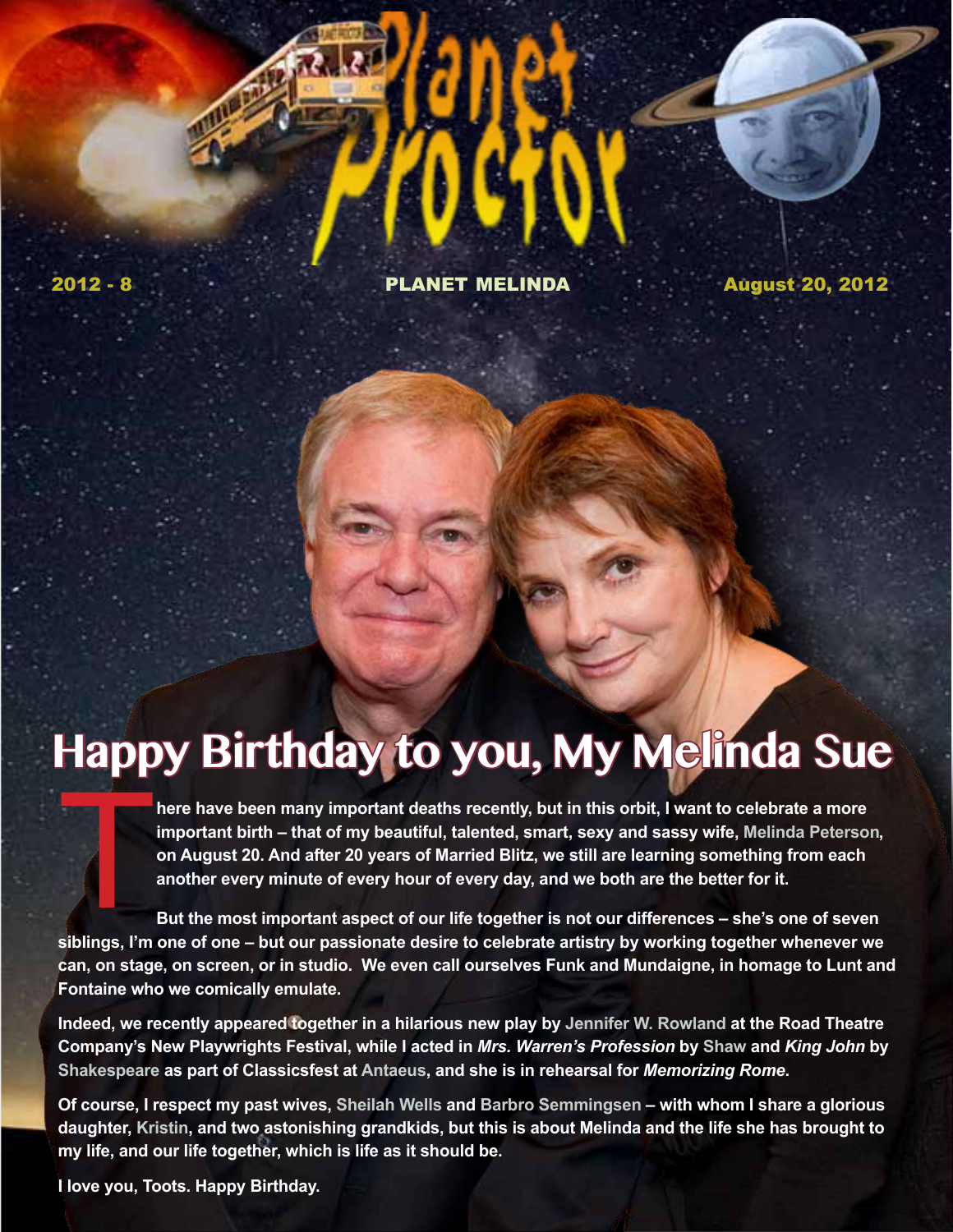# Planet Proctor

2012 - 8 PLANET MELINDA August 20, 2012

## Happy Birthday to you, My Melinda Sue

**There have been many important deaths recently, but in this orbit, I want to celebrate a more important birth – that of my beautiful, talented, smart, sexy and sassy wife, Melinda Peterson, on August 20. And after 20 years of Married Blitz, we still are learning something from each another every minute of every hour of every day, and we both are the better for it.**

**But the most important aspect of our life together is not our differences – she's one of seven siblings, I'm one of one – but our passionate desire to celebrate artistry by working together whenever we can, on stage, on screen, or in studio. We even call ourselves Funk and Mundaigne, in homage to Lunt and Fontaine who we comically emulate.**

**Indeed, we recently appeared together in a hilarious new play by Jennifer W. Rowland at the Road Theatre Company's New Playwrights Festival, while I acted in *Mrs. Warren's Profession* by Shaw and *King John* by Shakespeare as part of Classicsfest at Antaeus, and she is in rehearsal for *Memorizing Rome*.**

**Of course, I respect my past wives, Sheilah Wells and Barbro Semmingsen – with whom I share a glorious daughter, Kristin, and two astonishing grandkids, but this is about Melinda and the life she has brought to my life, and our life together, which is life as it should be.**

**I love you, Toots. Happy Birthday.**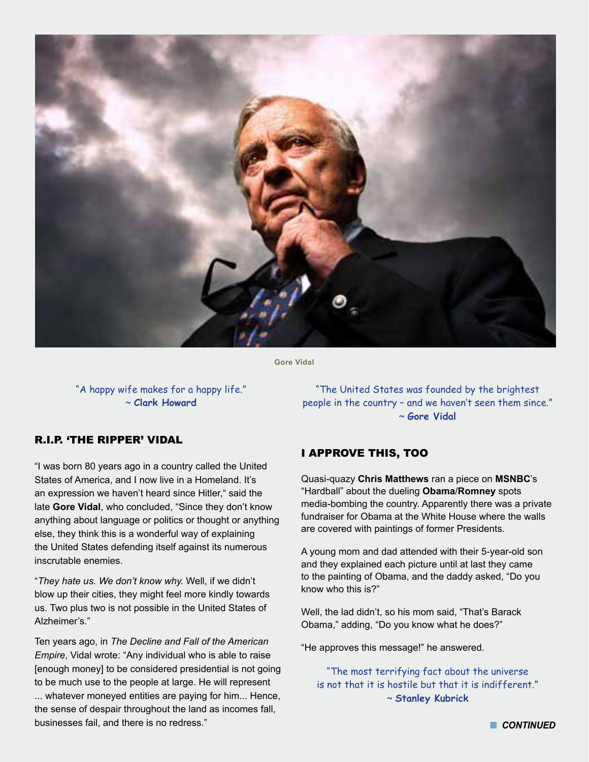Gore Vidal

"A happy wife makes for a happy life."
~ **Clark Howard**

## R.I.P. 'THE RIPPER' VIDAL

"I was born 80 years ago in a country called the United States of America, and I now live in a Homeland. It's an expression we haven't heard since Hitler," said the late **Gore Vidal**, who concluded, "Since they don't know anything about language or politics or thought or anything else, they think this is a wonderful way of explaining the United States defending itself against its numerous inscrutable enemies.

"*They hate us. We don't know why.* Well, if we didn't blow up their cities, they might feel more kindly towards us. Two plus two is not possible in the United States of Alzheimer's."

Ten years ago, in *The Decline and Fall of the American Empire*, Vidal wrote: "Any individual who is able to raise [enough money] to be considered presidential is not going to be much use to the people at large. He will represent ... whatever moneyed entities are paying for him... Hence, the sense of despair throughout the land as incomes fall, businesses fail, and there is no redress."

"The United States was founded by the brightest people in the country – and we haven't seen them since."
~ **Gore Vidal**

## I APPROVE THIS, TOO

Quasi-quazy **Chris Matthews** ran a piece on **MSNBC**'s "Hardball" about the dueling **Obama**/**Romney** spots media-bombing the country. Apparently there was a private fundraiser for Obama at the White House where the walls are covered with paintings of former Presidents.

A young mom and dad attended with their 5-year-old son and they explained each picture until at last they came to the painting of Obama, and the daddy asked, "Do you know who this is?"

Well, the lad didn't, so his mom said, "That's Barack Obama," adding, "Do you know what he does?"

"He approves this message!" he answered.

"The most terrifying fact about the universe is not that it is hostile but that it is indifferent."
~ **Stanley Kubrick**

***CONTINUED***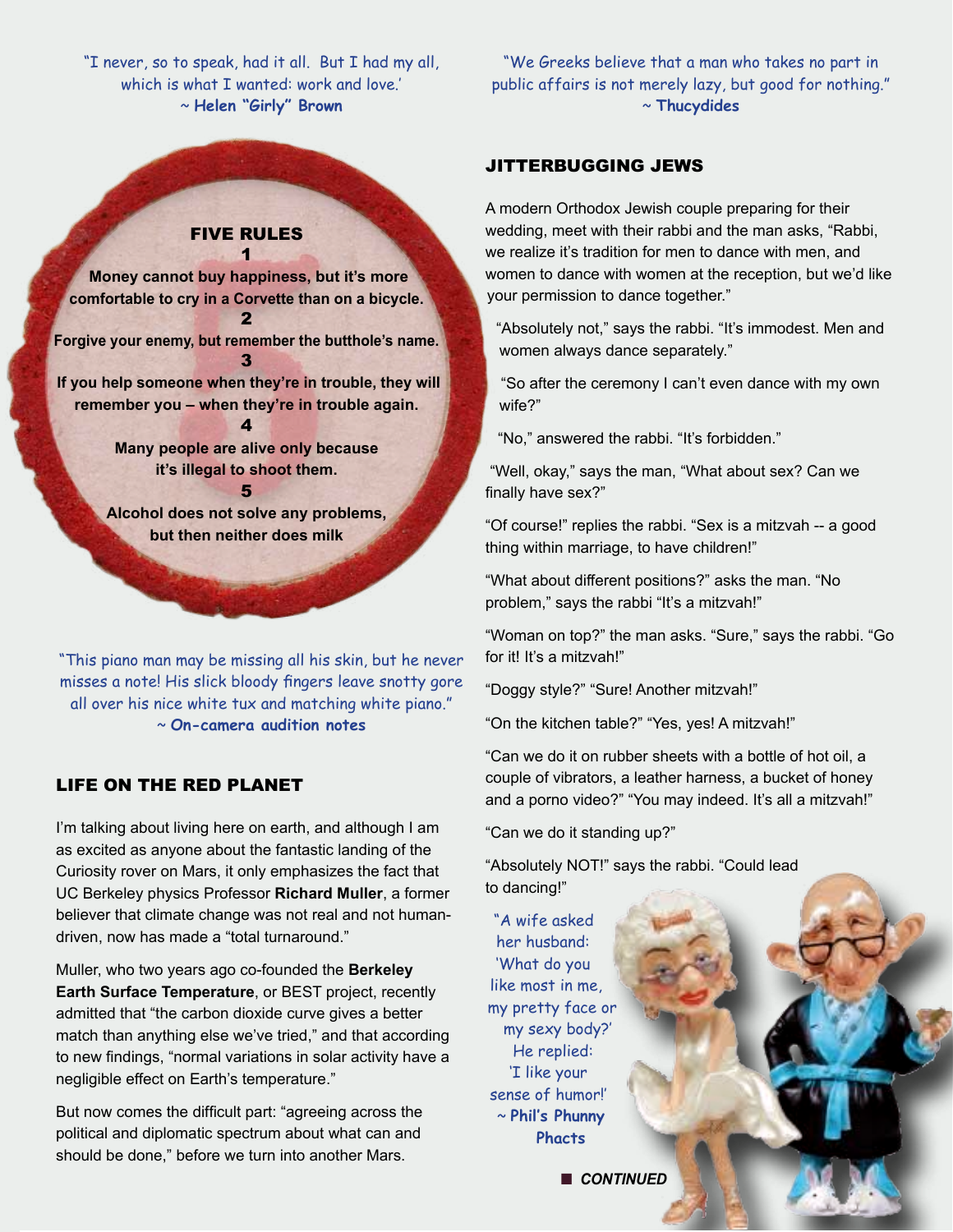"I never, so to speak, had it all. But I had my all, which is what I wanted: work and love.'
~ **Helen "Girly" Brown**

### FIVE RULES

**1**

**Money cannot buy happiness, but it's more comfortable to cry in a Corvette than on a bicycle.**

**2**

**Forgive your enemy, but remember the butthole's name.**

**3**

**If you help someone when they're in trouble, they will remember you – when they're in trouble again.**

**4**

**Many people are alive only because it's illegal to shoot them.**

**5**

**Alcohol does not solve any problems, but then neither does milk**

"This piano man may be missing all his skin, but he never misses a note! His slick bloody fingers leave snotty gore all over his nice white tux and matching white piano."
~ **On-camera audition notes**

## LIFE ON THE RED PLANET

I'm talking about living here on earth, and although I am as excited as anyone about the fantastic landing of the Curiosity rover on Mars, it only emphasizes the fact that UC Berkeley physics Professor **Richard Muller**, a former believer that climate change was not real and not human-driven, now has made a "total turnaround."

Muller, who two years ago co-founded the **Berkeley Earth Surface Temperature**, or BEST project, recently admitted that "the carbon dioxide curve gives a better match than anything else we've tried," and that according to new findings, "normal variations in solar activity have a negligible effect on Earth's temperature."

But now comes the difficult part: "agreeing across the political and diplomatic spectrum about what can and should be done," before we turn into another Mars.

"We Greeks believe that a man who takes no part in public affairs is not merely lazy, but good for nothing."
~ **Thucydides**

## JITTERBUGGING JEWS

A modern Orthodox Jewish couple preparing for their wedding, meet with their rabbi and the man asks, "Rabbi, we realize it's tradition for men to dance with men, and women to dance with women at the reception, but we'd like your permission to dance together."

"Absolutely not," says the rabbi. "It's immodest. Men and women always dance separately."

"So after the ceremony I can't even dance with my own wife?"

"No," answered the rabbi. "It's forbidden."

"Well, okay," says the man, "What about sex? Can we finally have sex?"

"Of course!" replies the rabbi. "Sex is a mitzvah -- a good thing within marriage, to have children!"

"What about different positions?" asks the man. "No problem," says the rabbi "It's a mitzvah!"

"Woman on top?" the man asks. "Sure," says the rabbi. "Go for it! It's a mitzvah!"

"Doggy style?" "Sure! Another mitzvah!"

"On the kitchen table?" "Yes, yes! A mitzvah!"

"Can we do it on rubber sheets with a bottle of hot oil, a couple of vibrators, a leather harness, a bucket of honey and a porno video?" "You may indeed. It's all a mitzvah!"

"Can we do it standing up?"

"Absolutely NOT!" says the rabbi. "Could lead to dancing!"

"A wife asked her husband: 'What do you like most in me, my pretty face or my sexy body?' He replied: 'I like your sense of humor!'
~ **Phil's Phunny Phacts**

***CONTINUED***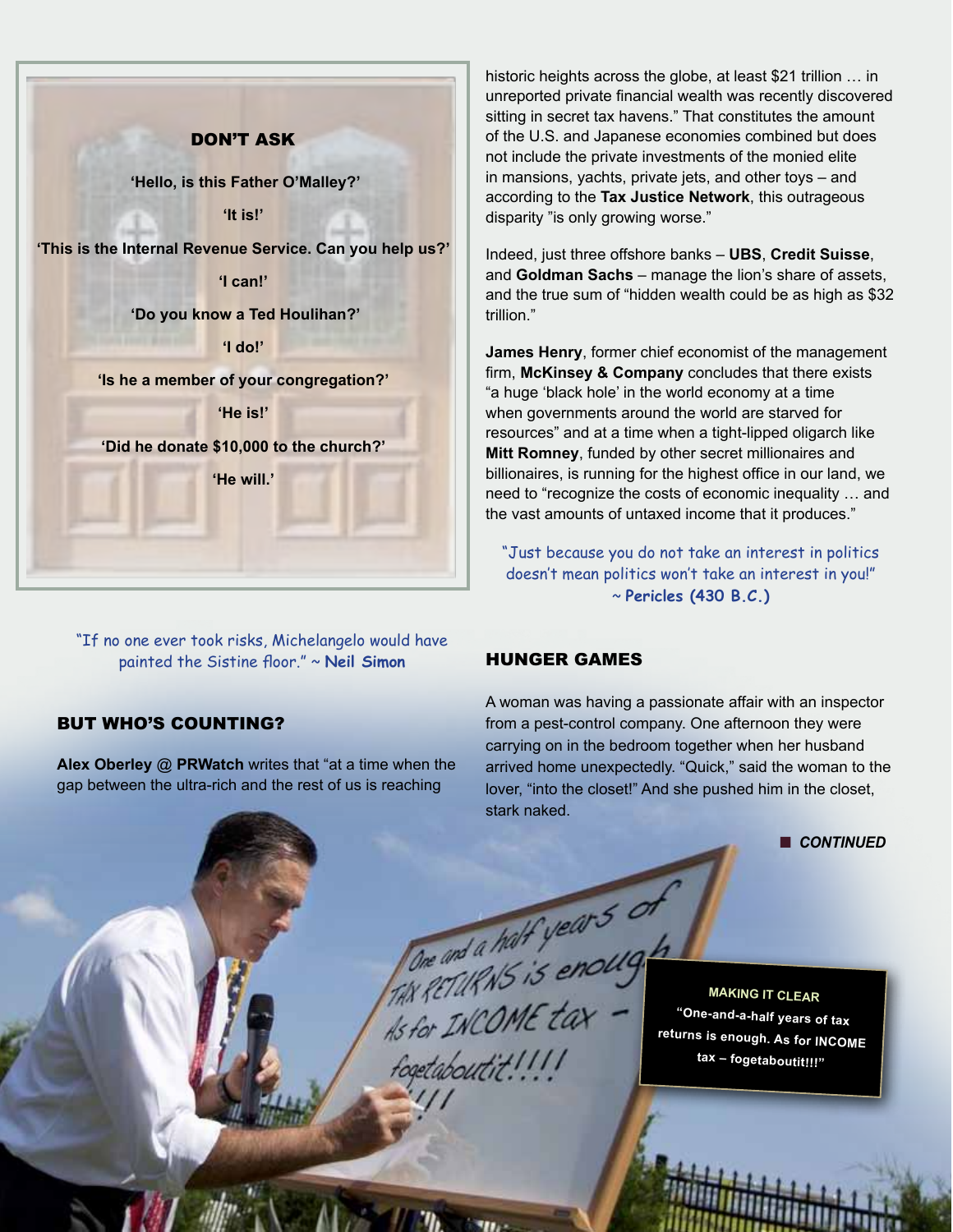## DON'T ASK

**'Hello, is this Father O'Malley?'**

**'It is!'**

**'This is the Internal Revenue Service. Can you help us?'**

**'I can!'**

**'Do you know a Ted Houlihan?'**

**'I do!'**

**'Is he a member of your congregation?'**

**'He is!'**

**'Did he donate $10,000 to the church?'**

**'He will.'**

"If no one ever took risks, Michelangelo would have painted the Sistine floor." ~ **Neil Simon**

## BUT WHO'S COUNTING?

**Alex Oberley @ PRWatch** writes that "at a time when the gap between the ultra-rich and the rest of us is reaching historic heights across the globe, at least $21 trillion … in unreported private financial wealth was recently discovered sitting in secret tax havens." That constitutes the amount of the U.S. and Japanese economies combined but does not include the private investments of the monied elite in mansions, yachts, private jets, and other toys – and according to the **Tax Justice Network**, this outrageous disparity "is only growing worse."

Indeed, just three offshore banks – **UBS**, **Credit Suisse**, and **Goldman Sachs** – manage the lion's share of assets, and the true sum of "hidden wealth could be as high as $32 trillion."

**James Henry**, former chief economist of the management firm, **McKinsey & Company** concludes that there exists "a huge 'black hole' in the world economy at a time when governments around the world are starved for resources" and at a time when a tight-lipped oligarch like **Mitt Romney**, funded by other secret millionaires and billionaires, is running for the highest office in our land, we need to "recognize the costs of economic inequality … and the vast amounts of untaxed income that it produces."

"Just because you do not take an interest in politics doesn't mean politics won't take an interest in you!" ~ **Pericles (430 B.C.)**

## HUNGER GAMES

A woman was having a passionate affair with an inspector from a pest-control company. One afternoon they were carrying on in the bedroom together when her husband arrived home unexpectedly. "Quick," said the woman to the lover, "into the closet!" And she pushed him in the closet, stark naked.

***CONTINUED***

**MAKING IT CLEAR**

**"One-and-a-half years of tax returns is enough. As for INCOME tax – fogetaboutit!!!"**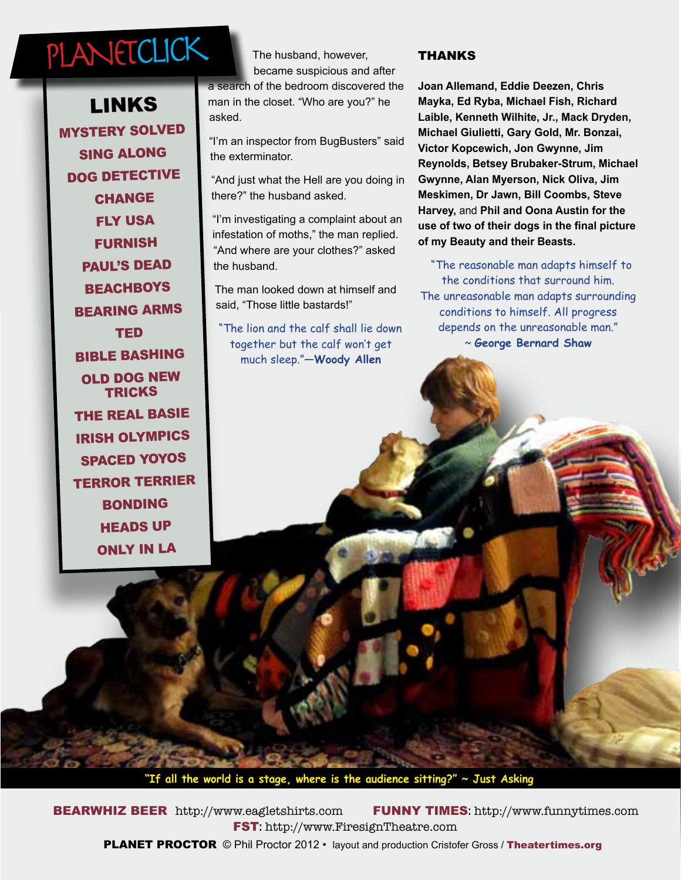# PLANETCLICK

## LINKS

- MYSTERY SOLVED
- SING ALONG
- DOG DETECTIVE
- CHANGE
- FLY USA
- FURNISH
- PAUL'S DEAD
- BEACHBOYS
- BEARING ARMS
- TED
- BIBLE BASHING
- OLD DOG NEW TRICKS
- THE REAL BASIE
- IRISH OLYMPICS
- SPACED YOYOS
- TERROR TERRIER
- BONDING
- HEADS UP
- ONLY IN LA

The husband, however, became suspicious and after a search of the bedroom discovered the man in the closet. "Who are you?" he asked.

"I'm an inspector from BugBusters" said the exterminator.

"And just what the Hell are you doing in there?" the husband asked.

"I'm investigating a complaint about an infestation of moths," the man replied. "And where are your clothes?" asked the husband.

The man looked down at himself and said, "Those little bastards!"

"The lion and the calf shall lie down together but the calf won't get much sleep."—**Woody Allen**

### THANKS

**Joan Allemand, Eddie Deezen, Chris Mayka, Ed Ryba, Michael Fish, Richard Laible, Kenneth Wilhite, Jr., Mack Dryden, Michael Giulietti, Gary Gold, Mr. Bonzai, Victor Kopcewich, Jon Gwynne, Jim Reynolds, Betsey Brubaker-Strum, Michael Gwynne, Alan Myerson, Nick Oliva, Jim Meskimen, Dr Jawn, Bill Coombs, Steve Harvey,** and **Phil and Oona Austin for the use of two of their dogs in the final picture of my Beauty and their Beasts.**

"The reasonable man adapts himself to the conditions that surround him. The unreasonable man adapts surrounding conditions to himself. All progress depends on the unreasonable man."
~ **George Bernard Shaw**

**"If all the world is a stage, where is the audience sitting?" ~ Just Asking**

**BEARWHIZ BEER** http://www.eagletshirts.com **FUNNY TIMES**: http://www.funnytimes.com
**FST**: http://www.FiresignTheatre.com

**PLANET PROCTOR** © Phil Proctor 2012 • layout and production Cristofer Gross / **Theatertimes.org**